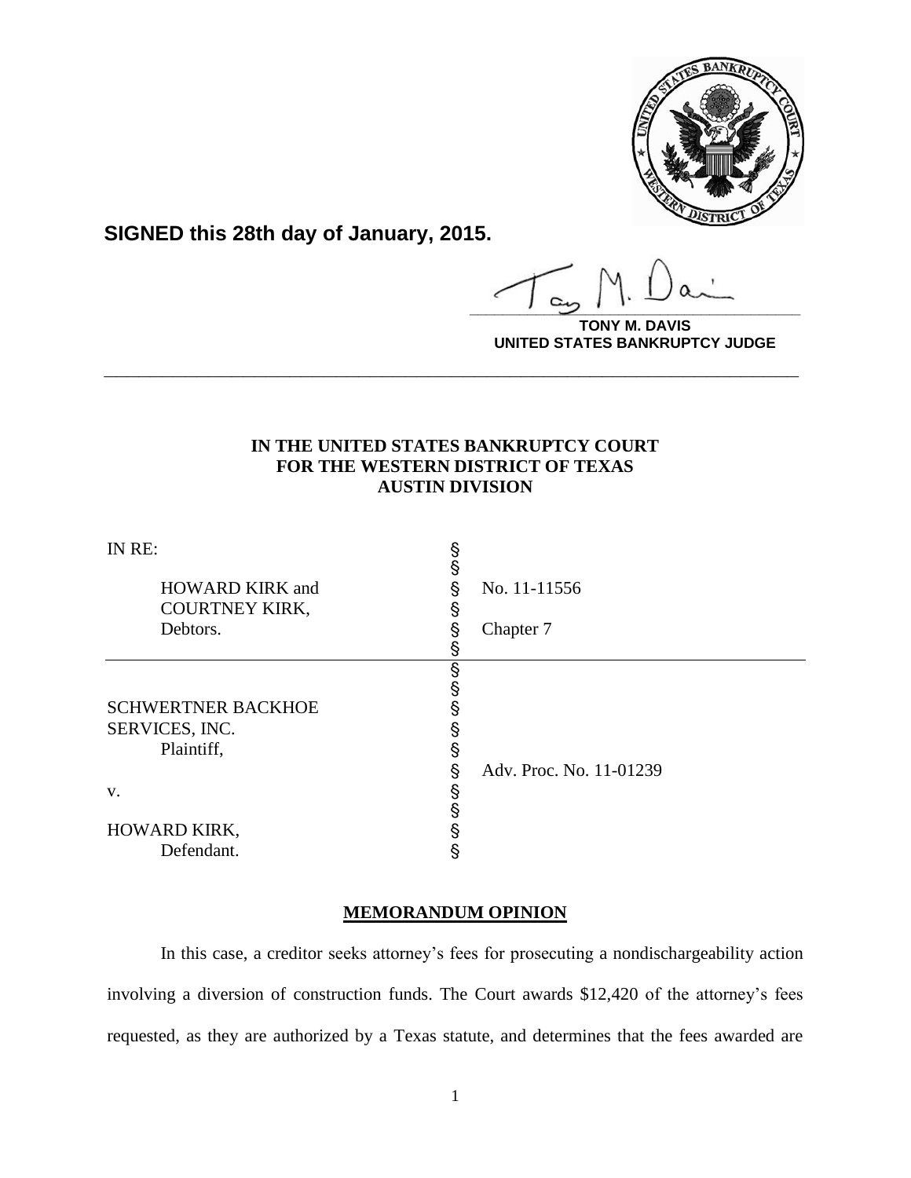**SIGNED this 28th day of January, 2015.**

**TONY M. DAVIS**
**UNITED STATES BANKRUPTCY JUDGE**

---

**IN THE UNITED STATES BANKRUPTCY COURT**
**FOR THE WESTERN DISTRICT OF TEXAS**
**AUSTIN DIVISION**

| | | |
|---|---|---|
| IN RE: | § | |
| | § | |
| HOWARD KIRK and | § | No. 11-11556 |
| COURTNEY KIRK, | § | |
| Debtors. | § | Chapter 7 |
| | § | |
| | § | |
| | § | |
| SCHWERTNER BACKHOE | § | |
| SERVICES, INC. | § | |
| Plaintiff, | § | |
| | § | Adv. Proc. No. 11-01239 |
| v. | § | |
| | § | |
| HOWARD KIRK, | § | |
| Defendant. | § | |

## MEMORANDUM OPINION

In this case, a creditor seeks attorney's fees for prosecuting a nondischargeability action involving a diversion of construction funds. The Court awards $12,420 of the attorney's fees requested, as they are authorized by a Texas statute, and determines that the fees awarded are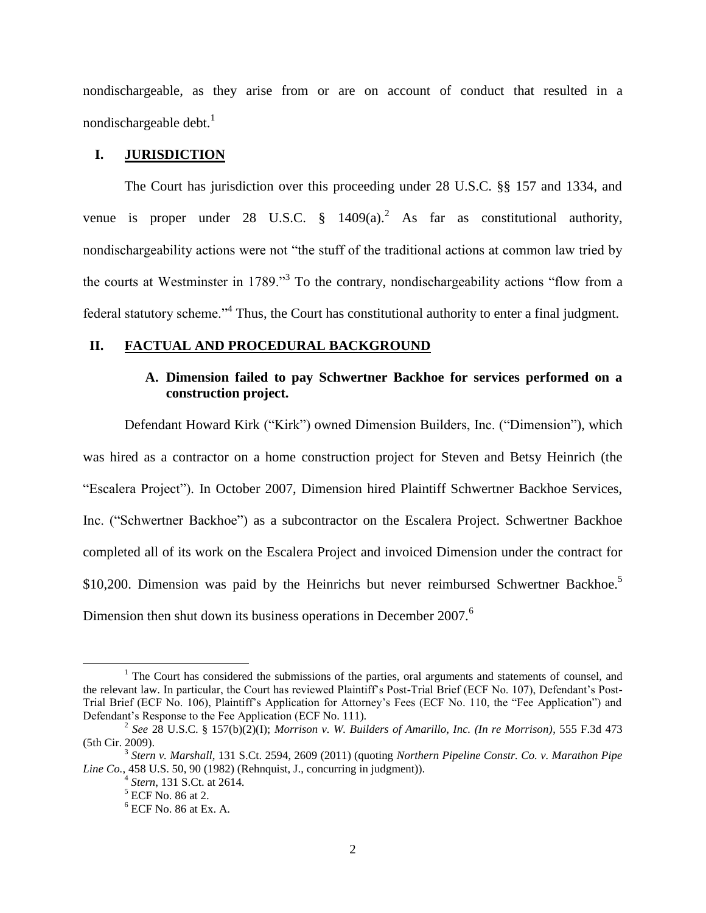nondischargeable, as they arise from or are on account of conduct that resulted in a nondischargeable debt.[1]

## I. JURISDICTION

The Court has jurisdiction over this proceeding under 28 U.S.C. §§ 157 and 1334, and venue is proper under 28 U.S.C. § 1409(a).[2] As far as constitutional authority, nondischargeability actions were not "the stuff of the traditional actions at common law tried by the courts at Westminster in 1789."[3] To the contrary, nondischargeability actions "flow from a federal statutory scheme."[4] Thus, the Court has constitutional authority to enter a final judgment.

## II. FACTUAL AND PROCEDURAL BACKGROUND

### A. Dimension failed to pay Schwertner Backhoe for services performed on a construction project.

Defendant Howard Kirk ("Kirk") owned Dimension Builders, Inc. ("Dimension"), which was hired as a contractor on a home construction project for Steven and Betsy Heinrich (the "Escalera Project"). In October 2007, Dimension hired Plaintiff Schwertner Backhoe Services, Inc. ("Schwertner Backhoe") as a subcontractor on the Escalera Project. Schwertner Backhoe completed all of its work on the Escalera Project and invoiced Dimension under the contract for \$10,200. Dimension was paid by the Heinrichs but never reimbursed Schwertner Backhoe.[5] Dimension then shut down its business operations in December 2007.[6]

---

[1] The Court has considered the submissions of the parties, oral arguments and statements of counsel, and the relevant law. In particular, the Court has reviewed Plaintiff's Post-Trial Brief (ECF No. 107), Defendant's Post-Trial Brief (ECF No. 106), Plaintiff's Application for Attorney's Fees (ECF No. 110, the "Fee Application") and Defendant's Response to the Fee Application (ECF No. 111).

[2] *See* 28 U.S.C. § 157(b)(2)(I); *Morrison v. W. Builders of Amarillo, Inc. (In re Morrison)*, 555 F.3d 473 (5th Cir. 2009).

[3] *Stern v. Marshall*, 131 S.Ct. 2594, 2609 (2011) (quoting *Northern Pipeline Constr. Co. v. Marathon Pipe Line Co.*, 458 U.S. 50, 90 (1982) (Rehnquist, J., concurring in judgment)).

[4] *Stern*, 131 S.Ct. at 2614.

[5] ECF No. 86 at 2.

[6] ECF No. 86 at Ex. A.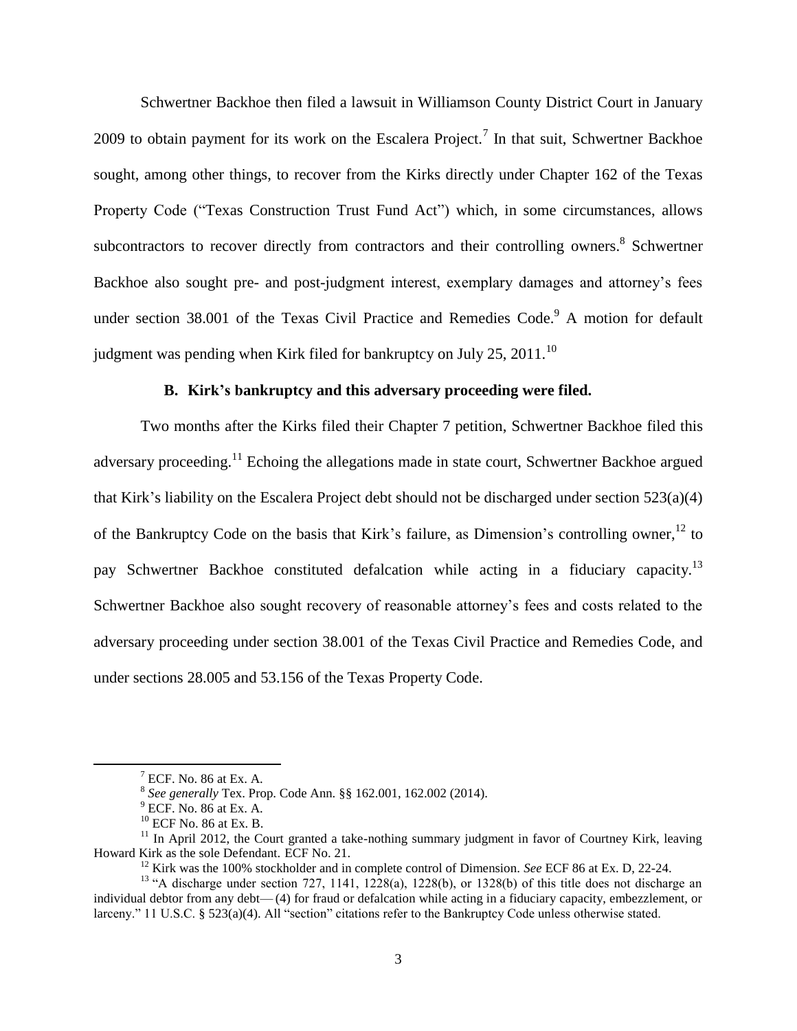Schwertner Backhoe then filed a lawsuit in Williamson County District Court in January 2009 to obtain payment for its work on the Escalera Project.[7] In that suit, Schwertner Backhoe sought, among other things, to recover from the Kirks directly under Chapter 162 of the Texas Property Code ("Texas Construction Trust Fund Act") which, in some circumstances, allows subcontractors to recover directly from contractors and their controlling owners.[8] Schwertner Backhoe also sought pre- and post-judgment interest, exemplary damages and attorney's fees under section 38.001 of the Texas Civil Practice and Remedies Code.[9] A motion for default judgment was pending when Kirk filed for bankruptcy on July 25, 2011.[10]

### B. Kirk's bankruptcy and this adversary proceeding were filed.

Two months after the Kirks filed their Chapter 7 petition, Schwertner Backhoe filed this adversary proceeding.[11] Echoing the allegations made in state court, Schwertner Backhoe argued that Kirk's liability on the Escalera Project debt should not be discharged under section 523(a)(4) of the Bankruptcy Code on the basis that Kirk's failure, as Dimension's controlling owner,[12] to pay Schwertner Backhoe constituted defalcation while acting in a fiduciary capacity.[13] Schwertner Backhoe also sought recovery of reasonable attorney's fees and costs related to the adversary proceeding under section 38.001 of the Texas Civil Practice and Remedies Code, and under sections 28.005 and 53.156 of the Texas Property Code.

---

[7] ECF. No. 86 at Ex. A.

[8] *See generally* Tex. Prop. Code Ann. §§ 162.001, 162.002 (2014).

[9] ECF. No. 86 at Ex. A.

[10] ECF No. 86 at Ex. B.

[11] In April 2012, the Court granted a take-nothing summary judgment in favor of Courtney Kirk, leaving Howard Kirk as the sole Defendant. ECF No. 21.

[12] Kirk was the 100% stockholder and in complete control of Dimension. *See* ECF 86 at Ex. D, 22-24.

[13] "A discharge under section 727, 1141, 1228(a), 1228(b), or 1328(b) of this title does not discharge an individual debtor from any debt— (4) for fraud or defalcation while acting in a fiduciary capacity, embezzlement, or larceny." 11 U.S.C. § 523(a)(4). All "section" citations refer to the Bankruptcy Code unless otherwise stated.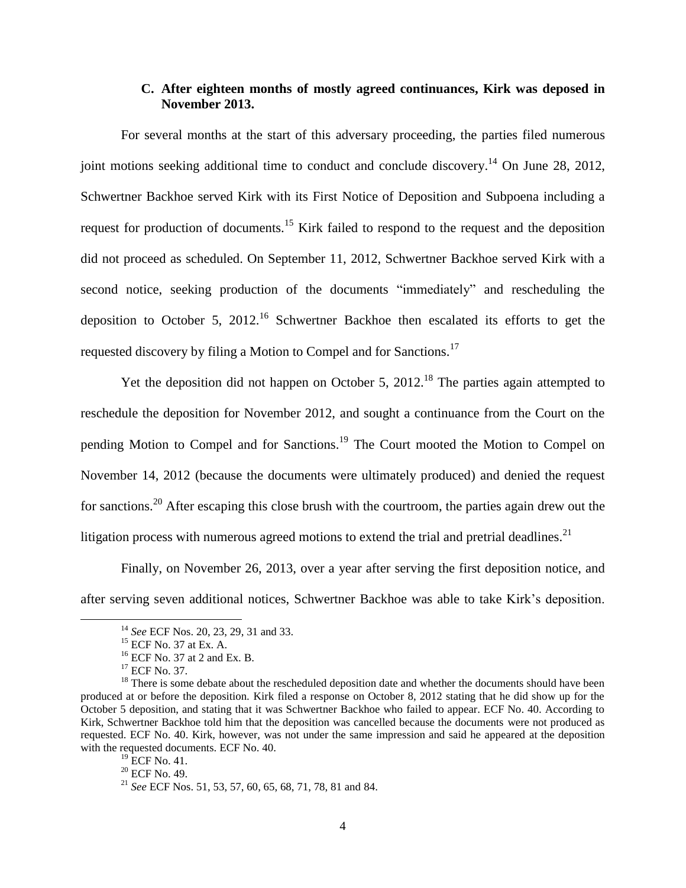### C. After eighteen months of mostly agreed continuances, Kirk was deposed in November 2013.

For several months at the start of this adversary proceeding, the parties filed numerous joint motions seeking additional time to conduct and conclude discovery.[14] On June 28, 2012, Schwertner Backhoe served Kirk with its First Notice of Deposition and Subpoena including a request for production of documents.[15] Kirk failed to respond to the request and the deposition did not proceed as scheduled. On September 11, 2012, Schwertner Backhoe served Kirk with a second notice, seeking production of the documents "immediately" and rescheduling the deposition to October 5, 2012.[16] Schwertner Backhoe then escalated its efforts to get the requested discovery by filing a Motion to Compel and for Sanctions.[17]

Yet the deposition did not happen on October 5, 2012.[18] The parties again attempted to reschedule the deposition for November 2012, and sought a continuance from the Court on the pending Motion to Compel and for Sanctions.[19] The Court mooted the Motion to Compel on November 14, 2012 (because the documents were ultimately produced) and denied the request for sanctions.[20] After escaping this close brush with the courtroom, the parties again drew out the litigation process with numerous agreed motions to extend the trial and pretrial deadlines.[21]

Finally, on November 26, 2013, over a year after serving the first deposition notice, and after serving seven additional notices, Schwertner Backhoe was able to take Kirk's deposition.

---

[14] *See* ECF Nos. 20, 23, 29, 31 and 33.

[15] ECF No. 37 at Ex. A.

[16] ECF No. 37 at 2 and Ex. B.

[17] ECF No. 37.

[18] There is some debate about the rescheduled deposition date and whether the documents should have been produced at or before the deposition. Kirk filed a response on October 8, 2012 stating that he did show up for the October 5 deposition, and stating that it was Schwertner Backhoe who failed to appear. ECF No. 40. According to Kirk, Schwertner Backhoe told him that the deposition was cancelled because the documents were not produced as requested. ECF No. 40. Kirk, however, was not under the same impression and said he appeared at the deposition with the requested documents. ECF No. 40.

[19] ECF No. 41.

[20] ECF No. 49.

[21] *See* ECF Nos. 51, 53, 57, 60, 65, 68, 71, 78, 81 and 84.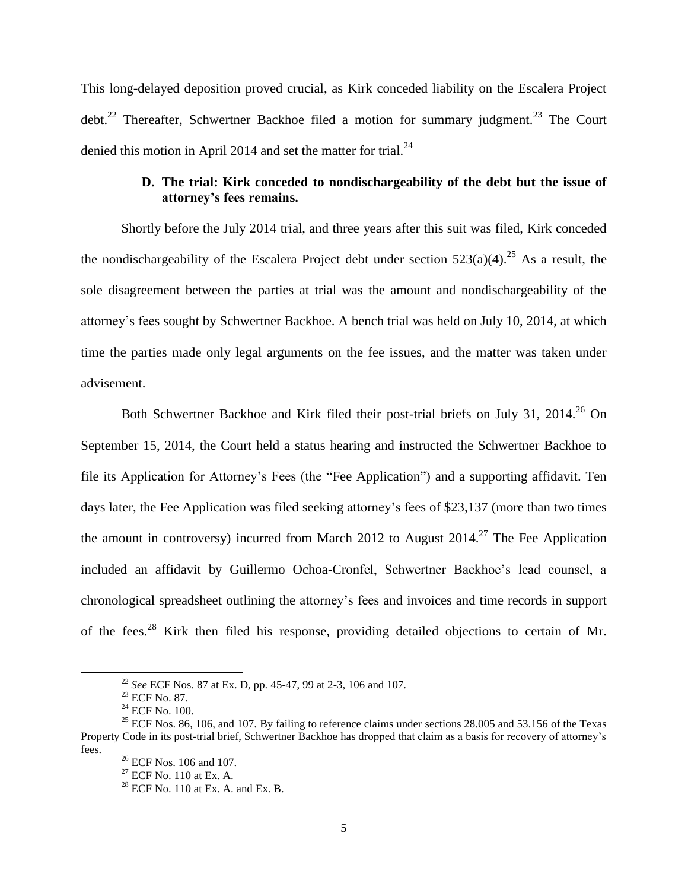This long-delayed deposition proved crucial, as Kirk conceded liability on the Escalera Project debt.[22] Thereafter, Schwertner Backhoe filed a motion for summary judgment.[23] The Court denied this motion in April 2014 and set the matter for trial.[24]

### D. The trial: Kirk conceded to nondischargeability of the debt but the issue of attorney's fees remains.

Shortly before the July 2014 trial, and three years after this suit was filed, Kirk conceded the nondischargeability of the Escalera Project debt under section 523(a)(4).[25] As a result, the sole disagreement between the parties at trial was the amount and nondischargeability of the attorney's fees sought by Schwertner Backhoe. A bench trial was held on July 10, 2014, at which time the parties made only legal arguments on the fee issues, and the matter was taken under advisement.

Both Schwertner Backhoe and Kirk filed their post-trial briefs on July 31, 2014.[26] On September 15, 2014, the Court held a status hearing and instructed the Schwertner Backhoe to file its Application for Attorney's Fees (the "Fee Application") and a supporting affidavit. Ten days later, the Fee Application was filed seeking attorney's fees of $23,137 (more than two times the amount in controversy) incurred from March 2012 to August 2014.[27] The Fee Application included an affidavit by Guillermo Ochoa-Cronfel, Schwertner Backhoe's lead counsel, a chronological spreadsheet outlining the attorney's fees and invoices and time records in support of the fees.[28] Kirk then filed his response, providing detailed objections to certain of Mr.

---

[22] *See* ECF Nos. 87 at Ex. D, pp. 45-47, 99 at 2-3, 106 and 107.

[23] ECF No. 87.

[24] ECF No. 100.

[25] ECF Nos. 86, 106, and 107. By failing to reference claims under sections 28.005 and 53.156 of the Texas Property Code in its post-trial brief, Schwertner Backhoe has dropped that claim as a basis for recovery of attorney's fees.

[26] ECF Nos. 106 and 107.

[27] ECF No. 110 at Ex. A.

[28] ECF No. 110 at Ex. A. and Ex. B.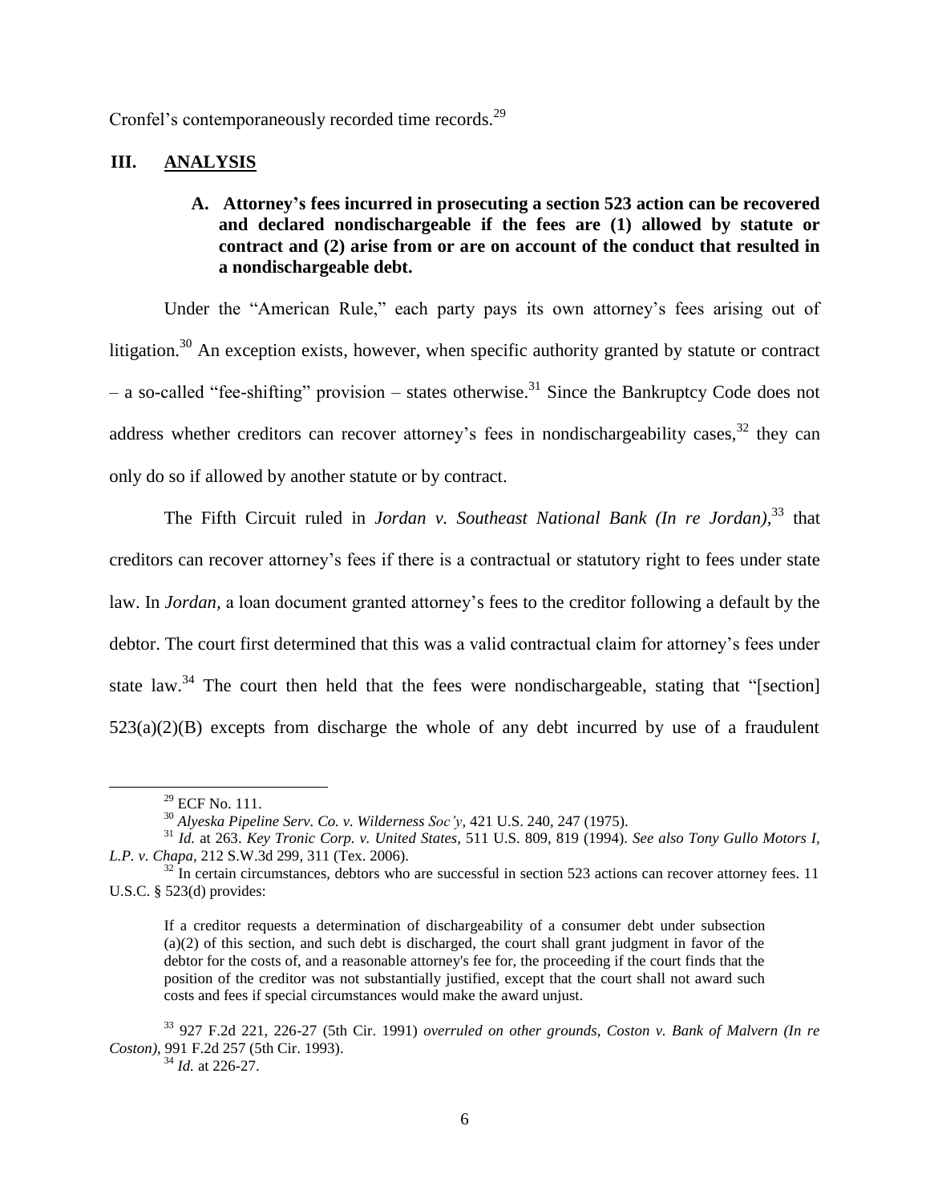Cronfel's contemporaneously recorded time records.[29]

## III. ANALYSIS

### A. Attorney's fees incurred in prosecuting a section 523 action can be recovered and declared nondischargeable if the fees are (1) allowed by statute or contract and (2) arise from or are on account of the conduct that resulted in a nondischargeable debt.

Under the "American Rule," each party pays its own attorney's fees arising out of litigation.[30] An exception exists, however, when specific authority granted by statute or contract – a so-called "fee-shifting" provision – states otherwise.[31] Since the Bankruptcy Code does not address whether creditors can recover attorney's fees in nondischargeability cases,[32] they can only do so if allowed by another statute or by contract.

The Fifth Circuit ruled in *Jordan v. Southeast National Bank (In re Jordan)*,[33] that creditors can recover attorney's fees if there is a contractual or statutory right to fees under state law. In *Jordan*, a loan document granted attorney's fees to the creditor following a default by the debtor. The court first determined that this was a valid contractual claim for attorney's fees under state law.[34] The court then held that the fees were nondischargeable, stating that "[section] 523(a)(2)(B) excepts from discharge the whole of any debt incurred by use of a fraudulent

---

[29] ECF No. 111.

[30] *Alyeska Pipeline Serv. Co. v. Wilderness Soc'y*, 421 U.S. 240, 247 (1975).

[31] *Id.* at 263. *Key Tronic Corp. v. United States*, 511 U.S. 809, 819 (1994). *See also Tony Gullo Motors I, L.P. v. Chapa*, 212 S.W.3d 299, 311 (Tex. 2006).

[32] In certain circumstances, debtors who are successful in section 523 actions can recover attorney fees. 11 U.S.C. § 523(d) provides:

> If a creditor requests a determination of dischargeability of a consumer debt under subsection (a)(2) of this section, and such debt is discharged, the court shall grant judgment in favor of the debtor for the costs of, and a reasonable attorney's fee for, the proceeding if the court finds that the position of the creditor was not substantially justified, except that the court shall not award such costs and fees if special circumstances would make the award unjust.

[33] 927 F.2d 221, 226-27 (5th Cir. 1991) *overruled on other grounds*, *Coston v. Bank of Malvern (In re Coston)*, 991 F.2d 257 (5th Cir. 1993).

[34] *Id.* at 226-27.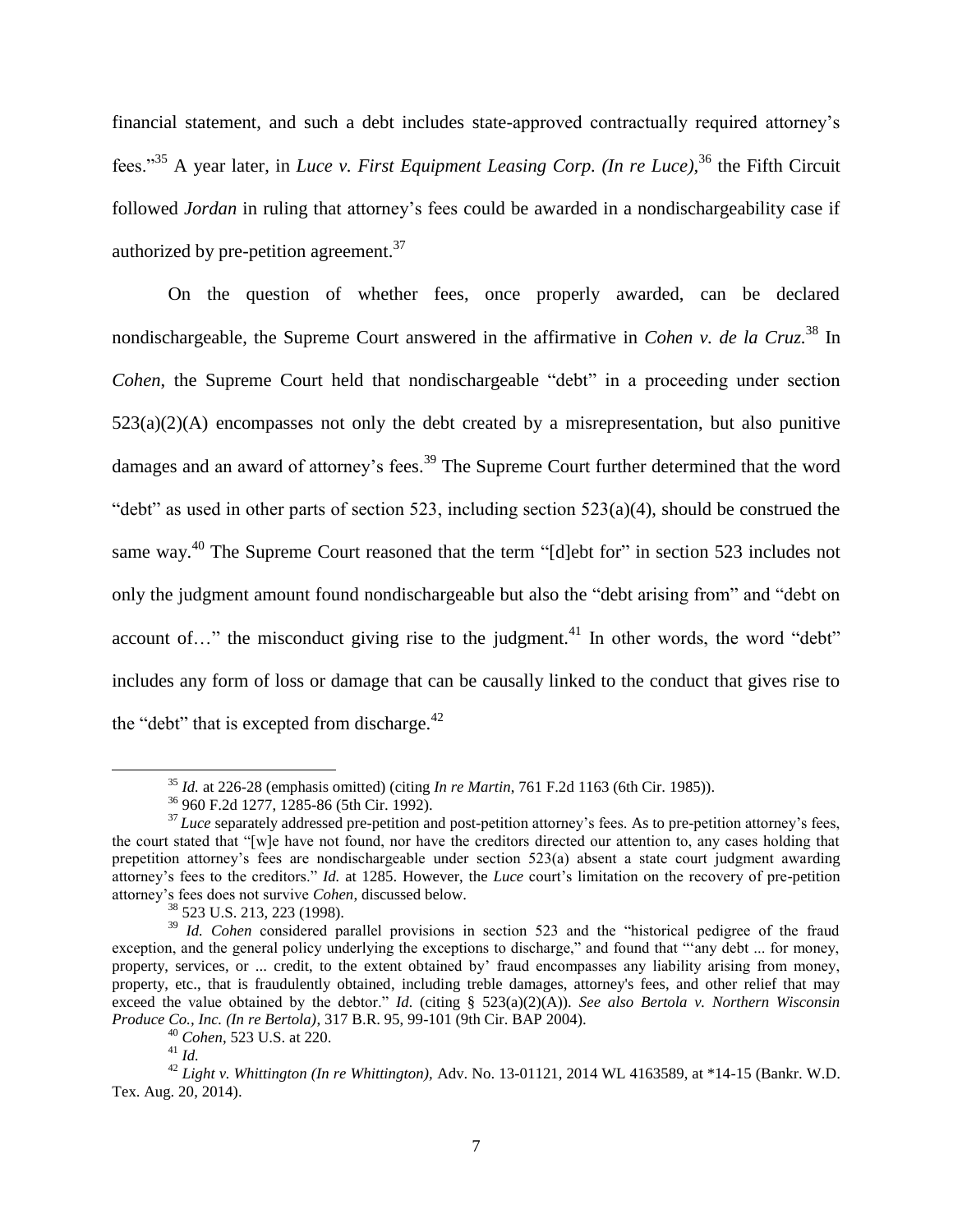financial statement, and such a debt includes state-approved contractually required attorney's fees."[35] A year later, in *Luce v. First Equipment Leasing Corp. (In re Luce),*[36] the Fifth Circuit followed *Jordan* in ruling that attorney's fees could be awarded in a nondischargeability case if authorized by pre-petition agreement.[37]

On the question of whether fees, once properly awarded, can be declared nondischargeable, the Supreme Court answered in the affirmative in *Cohen v. de la Cruz.*[38] In *Cohen*, the Supreme Court held that nondischargeable "debt" in a proceeding under section 523(a)(2)(A) encompasses not only the debt created by a misrepresentation, but also punitive damages and an award of attorney's fees.[39] The Supreme Court further determined that the word "debt" as used in other parts of section 523, including section 523(a)(4), should be construed the same way.[40] The Supreme Court reasoned that the term "[d]ebt for" in section 523 includes not only the judgment amount found nondischargeable but also the "debt arising from" and "debt on account of…" the misconduct giving rise to the judgment.[41] In other words, the word "debt" includes any form of loss or damage that can be causally linked to the conduct that gives rise to the "debt" that is excepted from discharge.[42]

---

[35] *Id.* at 226-28 (emphasis omitted) (citing *In re Martin*, 761 F.2d 1163 (6th Cir. 1985)).

[36] 960 F.2d 1277, 1285-86 (5th Cir. 1992).

[37] *Luce* separately addressed pre-petition and post-petition attorney's fees. As to pre-petition attorney's fees, the court stated that "[w]e have not found, nor have the creditors directed our attention to, any cases holding that prepetition attorney's fees are nondischargeable under section 523(a) absent a state court judgment awarding attorney's fees to the creditors." *Id.* at 1285. However, the *Luce* court's limitation on the recovery of pre-petition attorney's fees does not survive *Cohen*, discussed below.

[38] 523 U.S. 213, 223 (1998).

[39] *Id. Cohen* considered parallel provisions in section 523 and the "historical pedigree of the fraud exception, and the general policy underlying the exceptions to discharge," and found that "'any debt ... for money, property, services, or ... credit, to the extent obtained by' fraud encompasses any liability arising from money, property, etc., that is fraudulently obtained, including treble damages, attorney's fees, and other relief that may exceed the value obtained by the debtor." *Id.* (citing § 523(a)(2)(A)). *See also Bertola v. Northern Wisconsin Produce Co., Inc. (In re Bertola)*, 317 B.R. 95, 99-101 (9th Cir. BAP 2004).

[40] *Cohen*, 523 U.S. at 220.

[41] *Id.*

[42] *Light v. Whittington (In re Whittington),* Adv. No. 13-01121, 2014 WL 4163589, at *14-15 (Bankr. W.D. Tex. Aug. 20, 2014).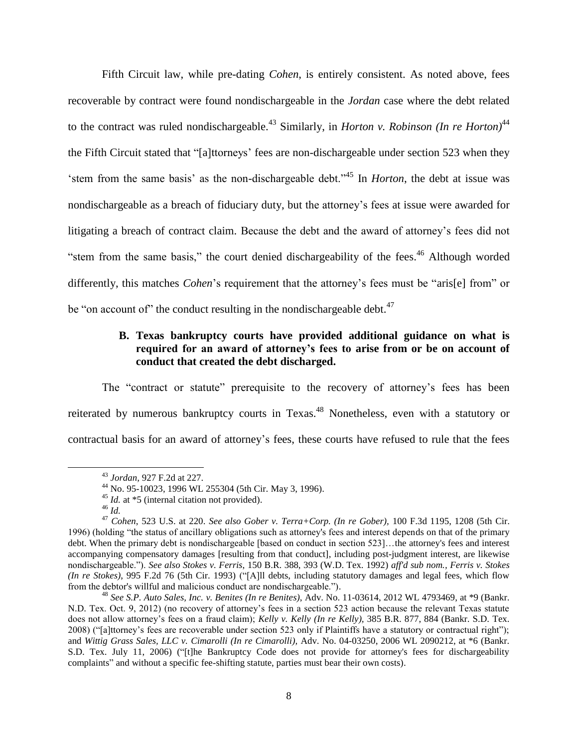Fifth Circuit law, while pre-dating *Cohen*, is entirely consistent. As noted above, fees recoverable by contract were found nondischargeable in the *Jordan* case where the debt related to the contract was ruled nondischargeable.[43] Similarly, in *Horton v. Robinson (In re Horton)*[44] the Fifth Circuit stated that "[a]ttorneys' fees are non-dischargeable under section 523 when they 'stem from the same basis' as the non-dischargeable debt."[45] In *Horton*, the debt at issue was nondischargeable as a breach of fiduciary duty, but the attorney's fees at issue were awarded for litigating a breach of contract claim. Because the debt and the award of attorney's fees did not "stem from the same basis," the court denied dischargeability of the fees.[46] Although worded differently, this matches *Cohen*'s requirement that the attorney's fees must be "aris[e] from" or be "on account of" the conduct resulting in the nondischargeable debt.[47]

### B. Texas bankruptcy courts have provided additional guidance on what is required for an award of attorney's fees to arise from or be on account of conduct that created the debt discharged.

The "contract or statute" prerequisite to the recovery of attorney's fees has been reiterated by numerous bankruptcy courts in Texas.[48] Nonetheless, even with a statutory or contractual basis for an award of attorney's fees, these courts have refused to rule that the fees

---

[43] *Jordan*, 927 F.2d at 227.

[44] No. 95-10023, 1996 WL 255304 (5th Cir. May 3, 1996).

[45] *Id.* at *5 (internal citation not provided).

[46] *Id.*

[47] *Cohen*, 523 U.S. at 220. *See also Gober v. Terra+Corp. (In re Gober)*, 100 F.3d 1195, 1208 (5th Cir. 1996) (holding "the status of ancillary obligations such as attorney's fees and interest depends on that of the primary debt. When the primary debt is nondischargeable [based on conduct in section 523]…the attorney's fees and interest accompanying compensatory damages [resulting from that conduct], including post-judgment interest, are likewise nondischargeable."). *See also Stokes v. Ferris*, 150 B.R. 388, 393 (W.D. Tex. 1992) *aff'd sub nom., Ferris v. Stokes (In re Stokes)*, 995 F.2d 76 (5th Cir. 1993) ("[A]ll debts, including statutory damages and legal fees, which flow from the debtor's willful and malicious conduct are nondischargeable.").

[48] *See S.P. Auto Sales, Inc. v. Benites (In re Benites)*, Adv. No. 11-03614, 2012 WL 4793469, at *9 (Bankr. N.D. Tex. Oct. 9, 2012) (no recovery of attorney's fees in a section 523 action because the relevant Texas statute does not allow attorney's fees on a fraud claim); *Kelly v. Kelly (In re Kelly)*, 385 B.R. 877, 884 (Bankr. S.D. Tex. 2008) ("[a]ttorney's fees are recoverable under section 523 only if Plaintiffs have a statutory or contractual right"); and *Wittig Grass Sales, LLC v. Cimarolli (In re Cimarolli)*, Adv. No. 04-03250, 2006 WL 2090212, at *6 (Bankr. S.D. Tex. July 11, 2006) ("[t]he Bankruptcy Code does not provide for attorney's fees for dischargeability complaints" and without a specific fee-shifting statute, parties must bear their own costs).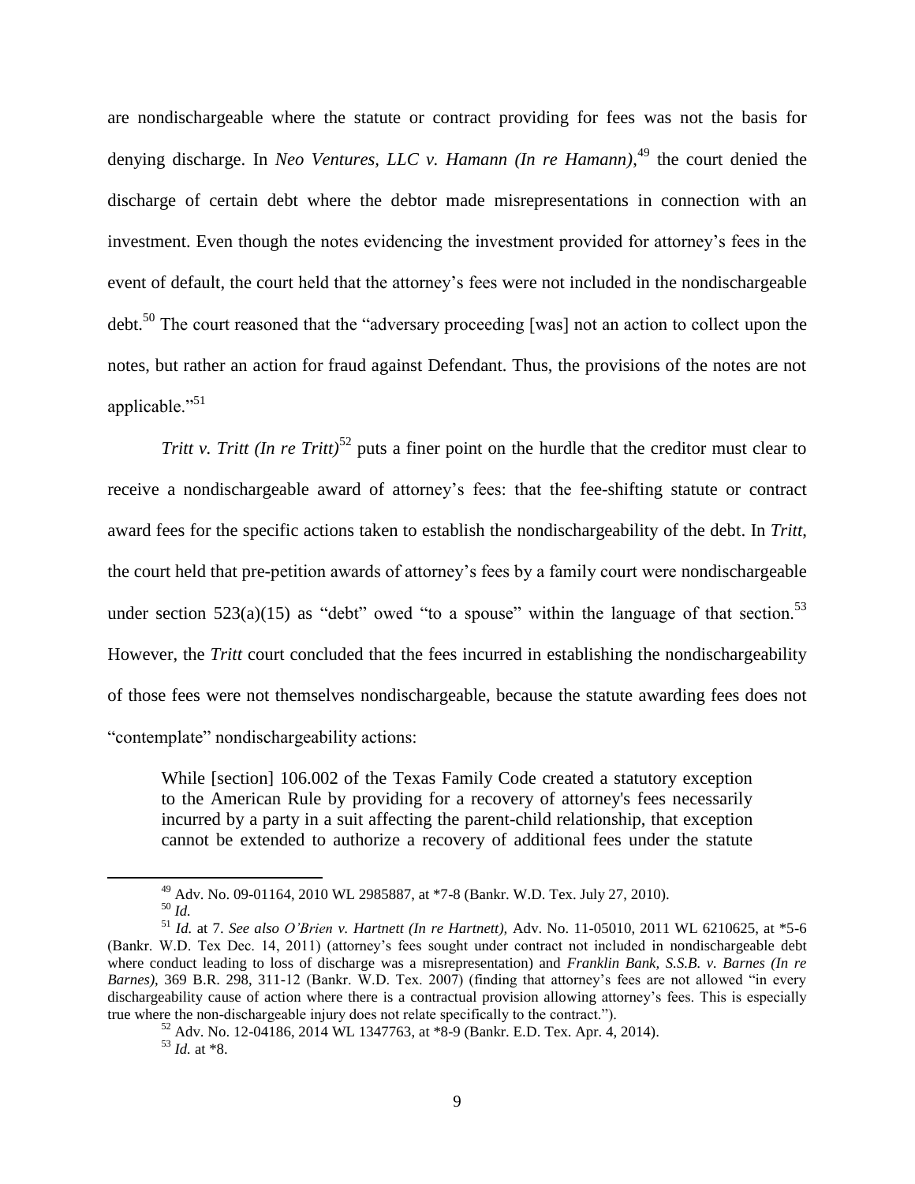are nondischargeable where the statute or contract providing for fees was not the basis for denying discharge. In *Neo Ventures, LLC v. Hamann (In re Hamann)*,[49] the court denied the discharge of certain debt where the debtor made misrepresentations in connection with an investment. Even though the notes evidencing the investment provided for attorney's fees in the event of default, the court held that the attorney's fees were not included in the nondischargeable debt.[50] The court reasoned that the "adversary proceeding [was] not an action to collect upon the notes, but rather an action for fraud against Defendant. Thus, the provisions of the notes are not applicable."[51]

*Tritt v. Tritt (In re Tritt)*[52] puts a finer point on the hurdle that the creditor must clear to receive a nondischargeable award of attorney's fees: that the fee-shifting statute or contract award fees for the specific actions taken to establish the nondischargeability of the debt. In *Tritt*, the court held that pre-petition awards of attorney's fees by a family court were nondischargeable under section 523(a)(15) as "debt" owed "to a spouse" within the language of that section.[53] However, the *Tritt* court concluded that the fees incurred in establishing the nondischargeability of those fees were not themselves nondischargeable, because the statute awarding fees does not "contemplate" nondischargeability actions:

> While [section] 106.002 of the Texas Family Code created a statutory exception to the American Rule by providing for a recovery of attorney's fees necessarily incurred by a party in a suit affecting the parent-child relationship, that exception cannot be extended to authorize a recovery of additional fees under the statute

---

[49] Adv. No. 09-01164, 2010 WL 2985887, at *7-8 (Bankr. W.D. Tex. July 27, 2010).

[50] *Id.*

[51] *Id.* at 7. *See also O'Brien v. Hartnett (In re Hartnett),* Adv. No. 11-05010, 2011 WL 6210625, at *5-6 (Bankr. W.D. Tex Dec. 14, 2011) (attorney's fees sought under contract not included in nondischargeable debt where conduct leading to loss of discharge was a misrepresentation) and *Franklin Bank, S.S.B. v. Barnes (In re Barnes)*, 369 B.R. 298, 311-12 (Bankr. W.D. Tex. 2007) (finding that attorney's fees are not allowed "in every dischargeability cause of action where there is a contractual provision allowing attorney's fees. This is especially true where the non-dischargeable injury does not relate specifically to the contract.").

[52] Adv. No. 12-04186, 2014 WL 1347763, at *8-9 (Bankr. E.D. Tex. Apr. 4, 2014).

[53] *Id.* at *8.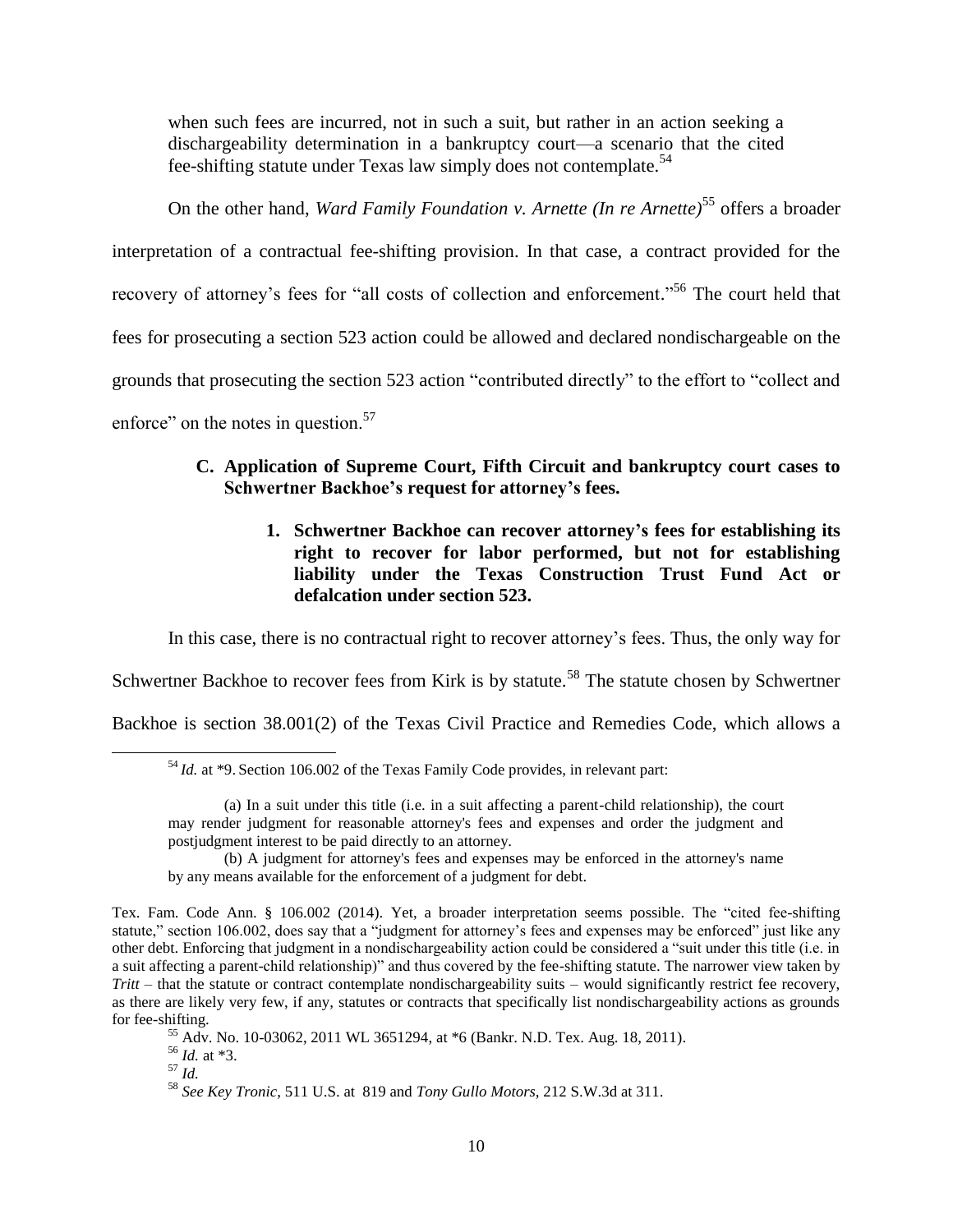when such fees are incurred, not in such a suit, but rather in an action seeking a dischargeability determination in a bankruptcy court—a scenario that the cited fee-shifting statute under Texas law simply does not contemplate.[54]

On the other hand, *Ward Family Foundation v. Arnette (In re Arnette)*[55] offers a broader interpretation of a contractual fee-shifting provision. In that case, a contract provided for the recovery of attorney's fees for "all costs of collection and enforcement."[56] The court held that fees for prosecuting a section 523 action could be allowed and declared nondischargeable on the grounds that prosecuting the section 523 action "contributed directly" to the effort to "collect and enforce" on the notes in question.[57]

### C. Application of Supreme Court, Fifth Circuit and bankruptcy court cases to Schwertner Backhoe's request for attorney's fees.

#### 1. Schwertner Backhoe can recover attorney's fees for establishing its right to recover for labor performed, but not for establishing liability under the Texas Construction Trust Fund Act or defalcation under section 523.

In this case, there is no contractual right to recover attorney's fees. Thus, the only way for Schwertner Backhoe to recover fees from Kirk is by statute.[58] The statute chosen by Schwertner Backhoe is section 38.001(2) of the Texas Civil Practice and Remedies Code, which allows a

---

[54] *Id.* at *9. Section 106.002 of the Texas Family Code provides, in relevant part:

> (a) In a suit under this title (i.e. in a suit affecting a parent-child relationship), the court may render judgment for reasonable attorney's fees and expenses and order the judgment and postjudgment interest to be paid directly to an attorney.
>
> (b) A judgment for attorney's fees and expenses may be enforced in the attorney's name by any means available for the enforcement of a judgment for debt.

Tex. Fam. Code Ann. § 106.002 (2014). Yet, a broader interpretation seems possible. The "cited fee-shifting statute," section 106.002, does say that a "judgment for attorney's fees and expenses may be enforced" just like any other debt. Enforcing that judgment in a nondischargeability action could be considered a "suit under this title (i.e. in a suit affecting a parent-child relationship)" and thus covered by the fee-shifting statute. The narrower view taken by *Tritt* – that the statute or contract contemplate nondischargeability suits – would significantly restrict fee recovery, as there are likely very few, if any, statutes or contracts that specifically list nondischargeability actions as grounds for fee-shifting.

[55] Adv. No. 10-03062, 2011 WL 3651294, at *6 (Bankr. N.D. Tex. Aug. 18, 2011).

[56] *Id.* at *3.

[57] *Id.*

[58] *See Key Tronic*, 511 U.S. at 819 and *Tony Gullo Motors*, 212 S.W.3d at 311.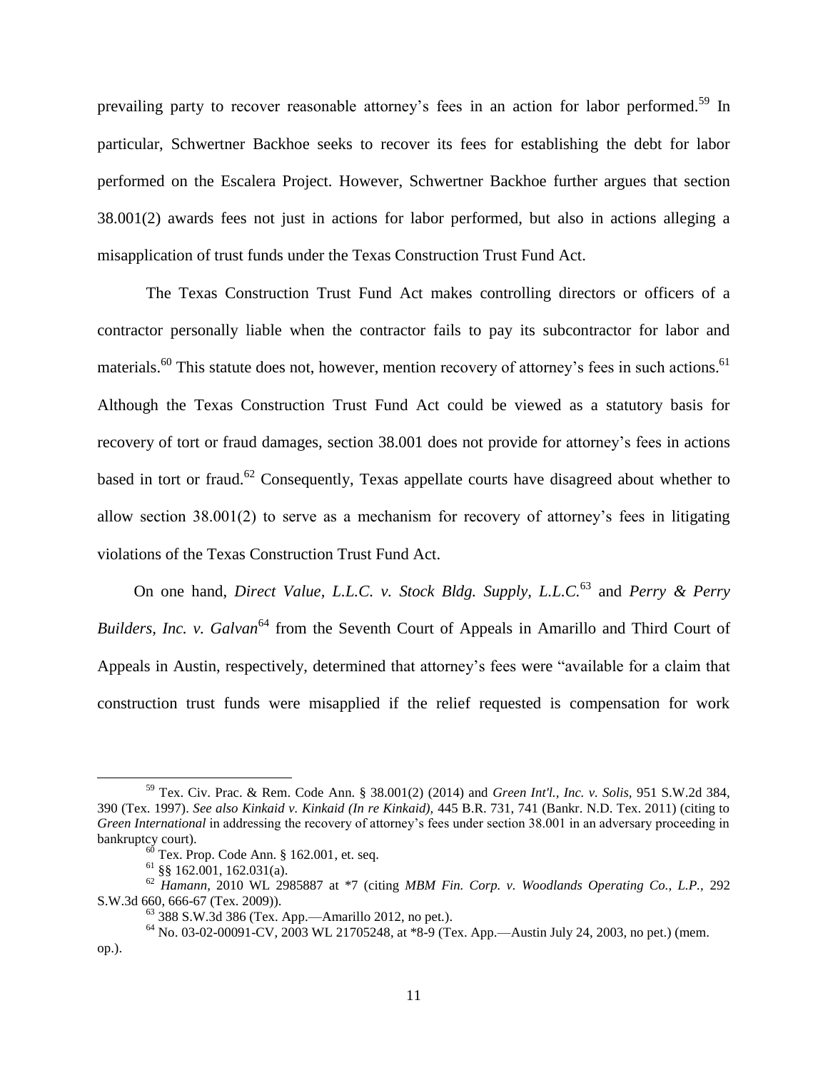prevailing party to recover reasonable attorney's fees in an action for labor performed.[59] In particular, Schwertner Backhoe seeks to recover its fees for establishing the debt for labor performed on the Escalera Project. However, Schwertner Backhoe further argues that section 38.001(2) awards fees not just in actions for labor performed, but also in actions alleging a misapplication of trust funds under the Texas Construction Trust Fund Act.

The Texas Construction Trust Fund Act makes controlling directors or officers of a contractor personally liable when the contractor fails to pay its subcontractor for labor and materials.[60] This statute does not, however, mention recovery of attorney's fees in such actions.[61] Although the Texas Construction Trust Fund Act could be viewed as a statutory basis for recovery of tort or fraud damages, section 38.001 does not provide for attorney's fees in actions based in tort or fraud.[62] Consequently, Texas appellate courts have disagreed about whether to allow section 38.001(2) to serve as a mechanism for recovery of attorney's fees in litigating violations of the Texas Construction Trust Fund Act.

On one hand, *Direct Value, L.L.C. v. Stock Bldg. Supply, L.L.C.*[63] and *Perry & Perry Builders, Inc. v. Galvan*[64] from the Seventh Court of Appeals in Amarillo and Third Court of Appeals in Austin, respectively, determined that attorney's fees were "available for a claim that construction trust funds were misapplied if the relief requested is compensation for work

---

[59] Tex. Civ. Prac. & Rem. Code Ann. § 38.001(2) (2014) and *Green Int'l., Inc. v. Solis*, 951 S.W.2d 384, 390 (Tex. 1997). *See also Kinkaid v. Kinkaid (In re Kinkaid)*, 445 B.R. 731, 741 (Bankr. N.D. Tex. 2011) (citing to *Green International* in addressing the recovery of attorney's fees under section 38.001 in an adversary proceeding in bankruptcy court).

[60] Tex. Prop. Code Ann. § 162.001, et. seq.

[61] §§ 162.001, 162.031(a).

[62] *Hamann*, 2010 WL 2985887 at *7 (citing *MBM Fin. Corp. v. Woodlands Operating Co., L.P.*, 292 S.W.3d 660, 666-67 (Tex. 2009)).

[63] 388 S.W.3d 386 (Tex. App.—Amarillo 2012, no pet.).

[64] No. 03-02-00091-CV, 2003 WL 21705248, at *8-9 (Tex. App.—Austin July 24, 2003, no pet.) (mem. op.).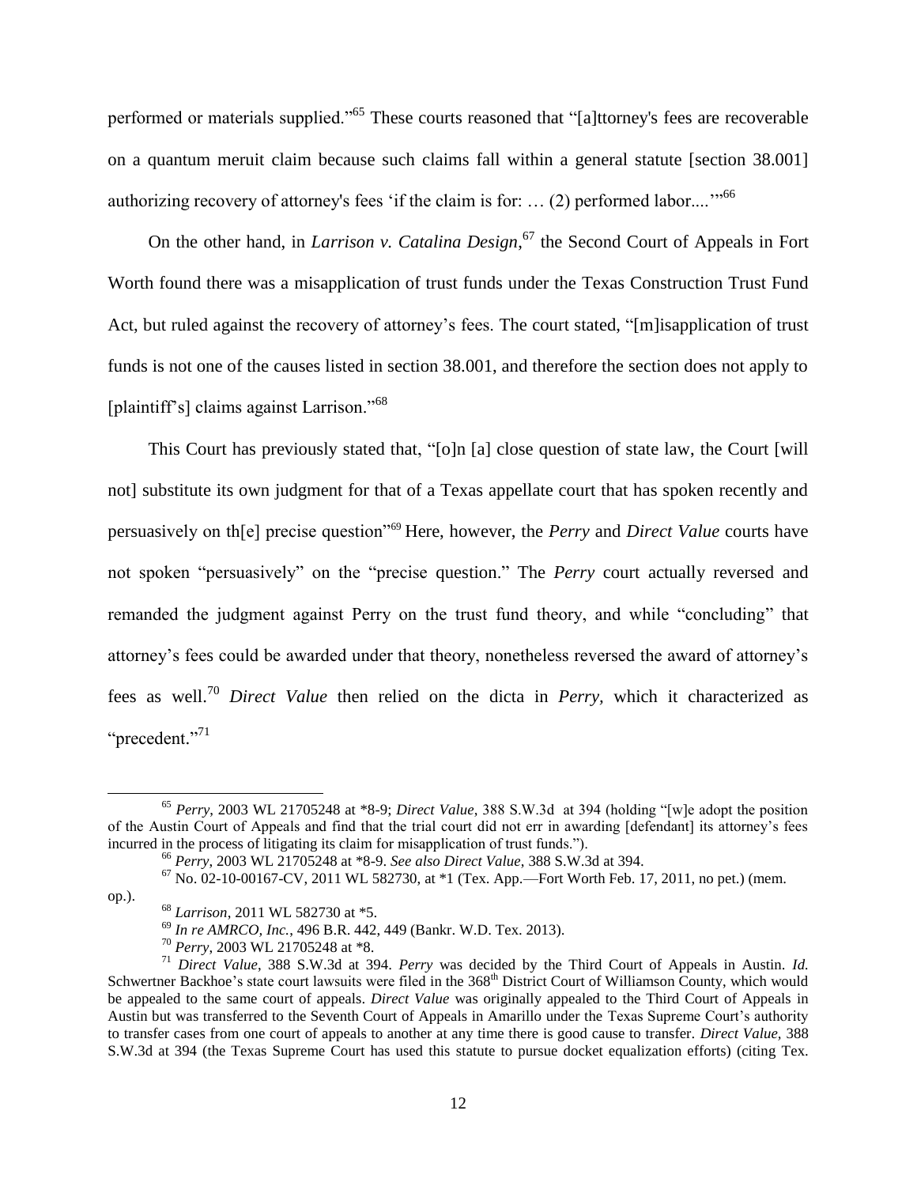performed or materials supplied."[65] These courts reasoned that "[a]ttorney's fees are recoverable on a quantum meruit claim because such claims fall within a general statute [section 38.001] authorizing recovery of attorney's fees 'if the claim is for: … (2) performed labor....'"[66]

On the other hand, in *Larrison v. Catalina Design*,[67] the Second Court of Appeals in Fort Worth found there was a misapplication of trust funds under the Texas Construction Trust Fund Act, but ruled against the recovery of attorney's fees. The court stated, "[m]isapplication of trust funds is not one of the causes listed in section 38.001, and therefore the section does not apply to [plaintiff's] claims against Larrison."[68]

This Court has previously stated that, "[o]n [a] close question of state law, the Court [will not] substitute its own judgment for that of a Texas appellate court that has spoken recently and persuasively on th[e] precise question"[69] Here, however, the *Perry* and *Direct Value* courts have not spoken "persuasively" on the "precise question." The *Perry* court actually reversed and remanded the judgment against Perry on the trust fund theory, and while "concluding" that attorney's fees could be awarded under that theory, nonetheless reversed the award of attorney's fees as well.[70] *Direct Value* then relied on the dicta in *Perry,* which it characterized as "precedent."[71]

---

[65] *Perry*, 2003 WL 21705248 at *8-9; *Direct Value*, 388 S.W.3d at 394 (holding "[w]e adopt the position of the Austin Court of Appeals and find that the trial court did not err in awarding [defendant] its attorney's fees incurred in the process of litigating its claim for misapplication of trust funds.").

[66] *Perry*, 2003 WL 21705248 at *8-9. *See also Direct Value*, 388 S.W.3d at 394.

[67] No. 02-10-00167-CV, 2011 WL 582730, at *1 (Tex. App.—Fort Worth Feb. 17, 2011, no pet.) (mem. op.).

[68] *Larrison*, 2011 WL 582730 at *5.

[69] *In re AMRCO, Inc.*, 496 B.R. 442, 449 (Bankr. W.D. Tex. 2013).

[70] *Perry*, 2003 WL 21705248 at *8.

[71] *Direct Value*, 388 S.W.3d at 394. *Perry* was decided by the Third Court of Appeals in Austin. *Id.* Schwertner Backhoe's state court lawsuits were filed in the 368th District Court of Williamson County, which would be appealed to the same court of appeals. *Direct Value* was originally appealed to the Third Court of Appeals in Austin but was transferred to the Seventh Court of Appeals in Amarillo under the Texas Supreme Court's authority to transfer cases from one court of appeals to another at any time there is good cause to transfer. *Direct Value*, 388 S.W.3d at 394 (the Texas Supreme Court has used this statute to pursue docket equalization efforts) (citing Tex.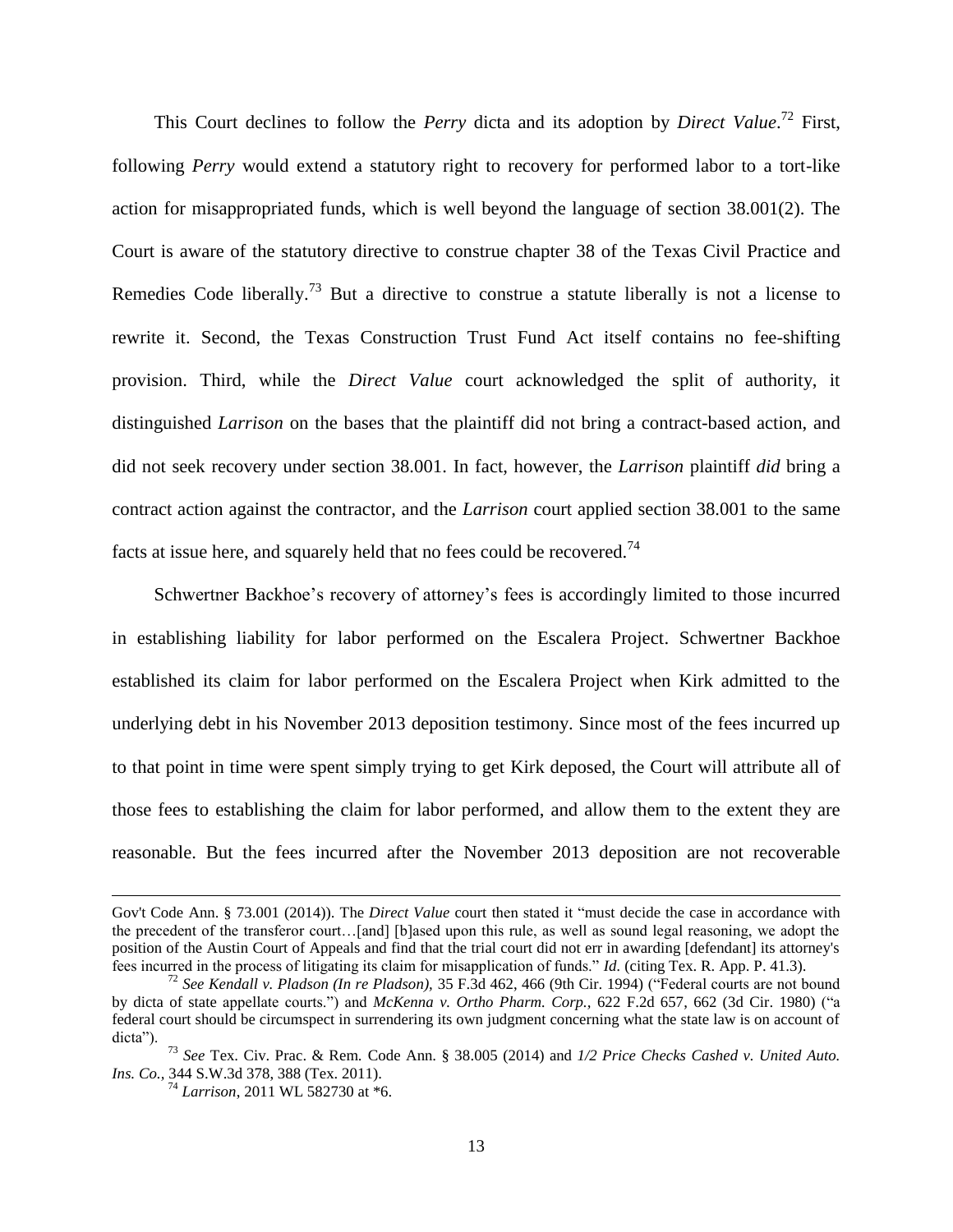This Court declines to follow the *Perry* dicta and its adoption by *Direct Value*.[72] First, following *Perry* would extend a statutory right to recovery for performed labor to a tort-like action for misappropriated funds, which is well beyond the language of section 38.001(2). The Court is aware of the statutory directive to construe chapter 38 of the Texas Civil Practice and Remedies Code liberally.[73] But a directive to construe a statute liberally is not a license to rewrite it. Second, the Texas Construction Trust Fund Act itself contains no fee-shifting provision. Third, while the *Direct Value* court acknowledged the split of authority, it distinguished *Larrison* on the bases that the plaintiff did not bring a contract-based action, and did not seek recovery under section 38.001. In fact, however, the *Larrison* plaintiff *did* bring a contract action against the contractor, and the *Larrison* court applied section 38.001 to the same facts at issue here, and squarely held that no fees could be recovered.[74]

Schwertner Backhoe's recovery of attorney's fees is accordingly limited to those incurred in establishing liability for labor performed on the Escalera Project. Schwertner Backhoe established its claim for labor performed on the Escalera Project when Kirk admitted to the underlying debt in his November 2013 deposition testimony. Since most of the fees incurred up to that point in time were spent simply trying to get Kirk deposed, the Court will attribute all of those fees to establishing the claim for labor performed, and allow them to the extent they are reasonable. But the fees incurred after the November 2013 deposition are not recoverable

---

Gov't Code Ann. § 73.001 (2014)). The *Direct Value* court then stated it "must decide the case in accordance with the precedent of the transferor court…[and] [b]ased upon this rule, as well as sound legal reasoning, we adopt the position of the Austin Court of Appeals and find that the trial court did not err in awarding [defendant] its attorney's fees incurred in the process of litigating its claim for misapplication of funds." *Id.* (citing Tex. R. App. P. 41.3).

[72] *See Kendall v. Pladson (In re Pladson),* 35 F.3d 462, 466 (9th Cir. 1994) ("Federal courts are not bound by dicta of state appellate courts.") and *McKenna v. Ortho Pharm. Corp.,* 622 F.2d 657, 662 (3d Cir. 1980) ("a federal court should be circumspect in surrendering its own judgment concerning what the state law is on account of dicta").

[73] *See* Tex. Civ. Prac. & Rem. Code Ann. § 38.005 (2014) and *1/2 Price Checks Cashed v. United Auto. Ins. Co.,* 344 S.W.3d 378, 388 (Tex. 2011).

[74] *Larrison*, 2011 WL 582730 at *6.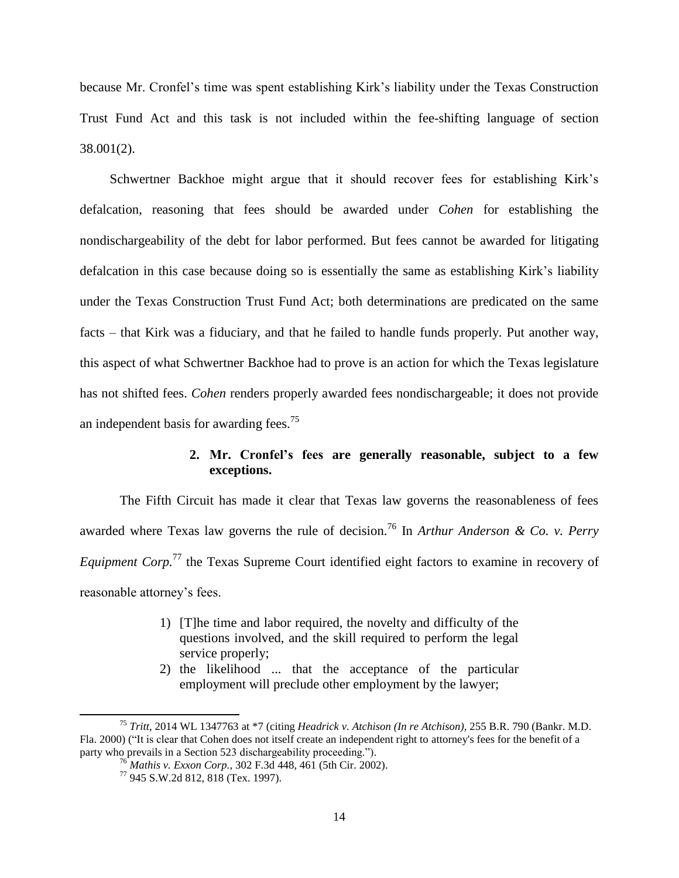because Mr. Cronfel's time was spent establishing Kirk's liability under the Texas Construction Trust Fund Act and this task is not included within the fee-shifting language of section 38.001(2).

Schwertner Backhoe might argue that it should recover fees for establishing Kirk's defalcation, reasoning that fees should be awarded under *Cohen* for establishing the nondischargeability of the debt for labor performed. But fees cannot be awarded for litigating defalcation in this case because doing so is essentially the same as establishing Kirk's liability under the Texas Construction Trust Fund Act; both determinations are predicated on the same facts – that Kirk was a fiduciary, and that he failed to handle funds properly. Put another way, this aspect of what Schwertner Backhoe had to prove is an action for which the Texas legislature has not shifted fees. *Cohen* renders properly awarded fees nondischargeable; it does not provide an independent basis for awarding fees.[75]

**2. Mr. Cronfel's fees are generally reasonable, subject to a few exceptions.**

The Fifth Circuit has made it clear that Texas law governs the reasonableness of fees awarded where Texas law governs the rule of decision.[76] In *Arthur Anderson & Co. v. Perry Equipment Corp.*[77] the Texas Supreme Court identified eight factors to examine in recovery of reasonable attorney's fees.

> 1) [T]he time and labor required, the novelty and difficulty of the questions involved, and the skill required to perform the legal service properly;
> 2) the likelihood ... that the acceptance of the particular employment will preclude other employment by the lawyer;

---

[75] *Tritt*, 2014 WL 1347763 at *7 (citing *Headrick v. Atchison (In re Atchison)*, 255 B.R. 790 (Bankr. M.D. Fla. 2000) ("It is clear that Cohen does not itself create an independent right to attorney's fees for the benefit of a party who prevails in a Section 523 dischargeability proceeding.").

[76] *Mathis v. Exxon Corp.*, 302 F.3d 448, 461 (5th Cir. 2002).

[77] 945 S.W.2d 812, 818 (Tex. 1997).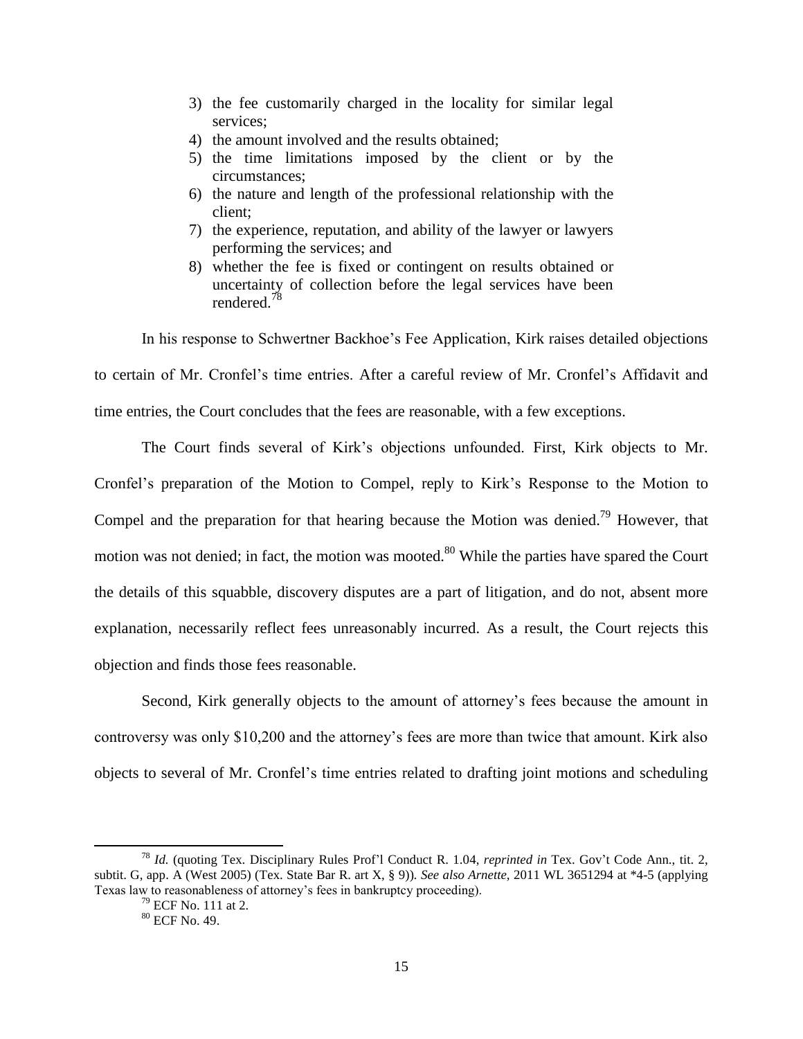3) the fee customarily charged in the locality for similar legal services;
4) the amount involved and the results obtained;
5) the time limitations imposed by the client or by the circumstances;
6) the nature and length of the professional relationship with the client;
7) the experience, reputation, and ability of the lawyer or lawyers performing the services; and
8) whether the fee is fixed or contingent on results obtained or uncertainty of collection before the legal services have been rendered.[78]

In his response to Schwertner Backhoe's Fee Application, Kirk raises detailed objections to certain of Mr. Cronfel's time entries. After a careful review of Mr. Cronfel's Affidavit and time entries, the Court concludes that the fees are reasonable, with a few exceptions.

The Court finds several of Kirk's objections unfounded. First, Kirk objects to Mr. Cronfel's preparation of the Motion to Compel, reply to Kirk's Response to the Motion to Compel and the preparation for that hearing because the Motion was denied.[79] However, that motion was not denied; in fact, the motion was mooted.[80] While the parties have spared the Court the details of this squabble, discovery disputes are a part of litigation, and do not, absent more explanation, necessarily reflect fees unreasonably incurred. As a result, the Court rejects this objection and finds those fees reasonable.

Second, Kirk generally objects to the amount of attorney's fees because the amount in controversy was only $10,200 and the attorney's fees are more than twice that amount. Kirk also objects to several of Mr. Cronfel's time entries related to drafting joint motions and scheduling

---

[78] *Id.* (quoting Tex. Disciplinary Rules Prof'l Conduct R. 1.04, *reprinted in* Tex. Gov't Code Ann., tit. 2, subtit. G, app. A (West 2005) (Tex. State Bar R. art X, § 9)). *See also Arnette,* 2011 WL 3651294 at *4-5 (applying Texas law to reasonableness of attorney's fees in bankruptcy proceeding).

[79] ECF No. 111 at 2.

[80] ECF No. 49.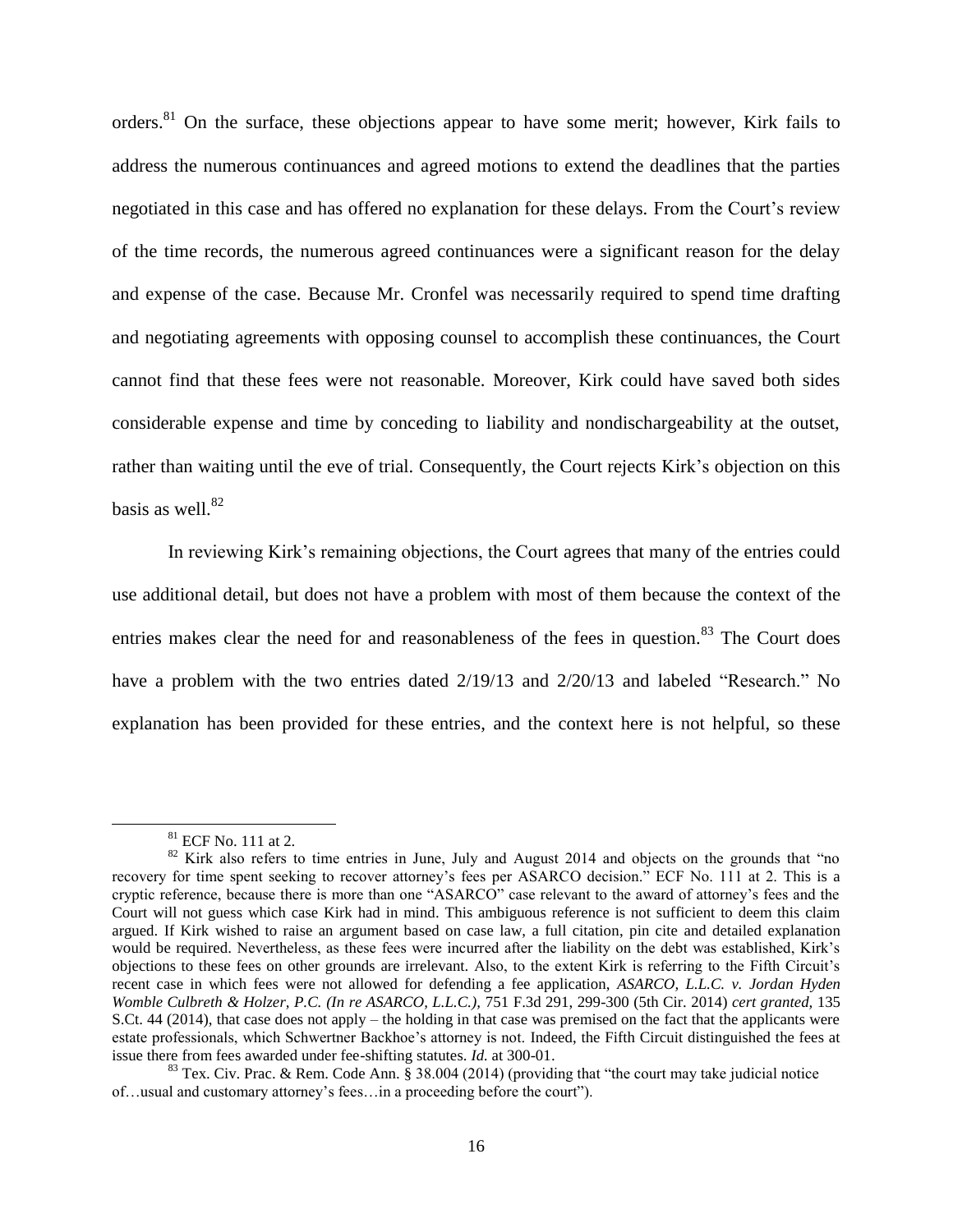orders.[81] On the surface, these objections appear to have some merit; however, Kirk fails to address the numerous continuances and agreed motions to extend the deadlines that the parties negotiated in this case and has offered no explanation for these delays. From the Court's review of the time records, the numerous agreed continuances were a significant reason for the delay and expense of the case. Because Mr. Cronfel was necessarily required to spend time drafting and negotiating agreements with opposing counsel to accomplish these continuances, the Court cannot find that these fees were not reasonable. Moreover, Kirk could have saved both sides considerable expense and time by conceding to liability and nondischargeability at the outset, rather than waiting until the eve of trial. Consequently, the Court rejects Kirk's objection on this basis as well.[82]

In reviewing Kirk's remaining objections, the Court agrees that many of the entries could use additional detail, but does not have a problem with most of them because the context of the entries makes clear the need for and reasonableness of the fees in question.[83] The Court does have a problem with the two entries dated 2/19/13 and 2/20/13 and labeled "Research." No explanation has been provided for these entries, and the context here is not helpful, so these

---

[81] ECF No. 111 at 2.

[82] Kirk also refers to time entries in June, July and August 2014 and objects on the grounds that "no recovery for time spent seeking to recover attorney's fees per ASARCO decision." ECF No. 111 at 2. This is a cryptic reference, because there is more than one "ASARCO" case relevant to the award of attorney's fees and the Court will not guess which case Kirk had in mind. This ambiguous reference is not sufficient to deem this claim argued. If Kirk wished to raise an argument based on case law, a full citation, pin cite and detailed explanation would be required. Nevertheless, as these fees were incurred after the liability on the debt was established, Kirk's objections to these fees on other grounds are irrelevant. Also, to the extent Kirk is referring to the Fifth Circuit's recent case in which fees were not allowed for defending a fee application, *ASARCO, L.L.C. v. Jordan Hyden Womble Culbreth & Holzer, P.C. (In re ASARCO, L.L.C.),* 751 F.3d 291, 299-300 (5th Cir. 2014) *cert granted*, 135 S.Ct. 44 (2014), that case does not apply – the holding in that case was premised on the fact that the applicants were estate professionals, which Schwertner Backhoe's attorney is not. Indeed, the Fifth Circuit distinguished the fees at issue there from fees awarded under fee-shifting statutes. *Id.* at 300-01.

[83] Tex. Civ. Prac. & Rem. Code Ann. § 38.004 (2014) (providing that "the court may take judicial notice of…usual and customary attorney's fees…in a proceeding before the court").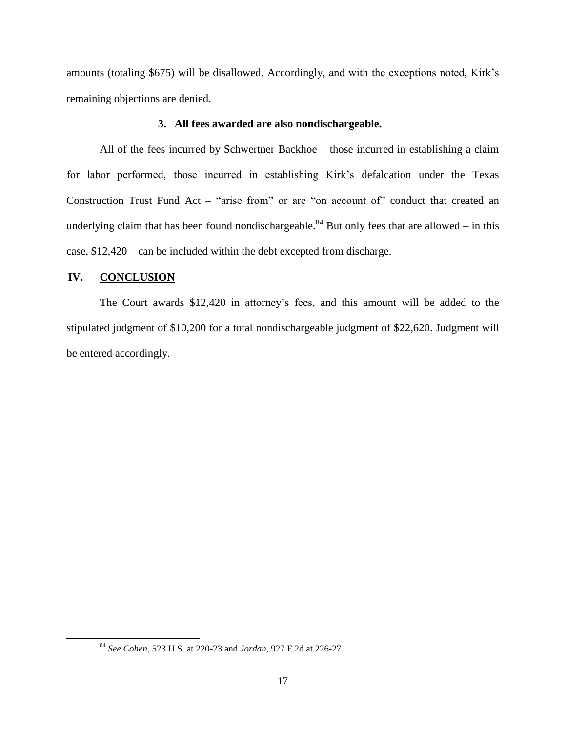amounts (totaling $675) will be disallowed. Accordingly, and with the exceptions noted, Kirk's remaining objections are denied.

### 3. All fees awarded are also nondischargeable.

All of the fees incurred by Schwertner Backhoe – those incurred in establishing a claim for labor performed, those incurred in establishing Kirk's defalcation under the Texas Construction Trust Fund Act – "arise from" or are "on account of" conduct that created an underlying claim that has been found nondischargeable.[84] But only fees that are allowed – in this case, $12,420 – can be included within the debt excepted from discharge.

## IV. CONCLUSION

The Court awards $12,420 in attorney's fees, and this amount will be added to the stipulated judgment of $10,200 for a total nondischargeable judgment of $22,620. Judgment will be entered accordingly.

---

[84] *See Cohen*, 523 U.S. at 220-23 and *Jordan*, 927 F.2d at 226-27.